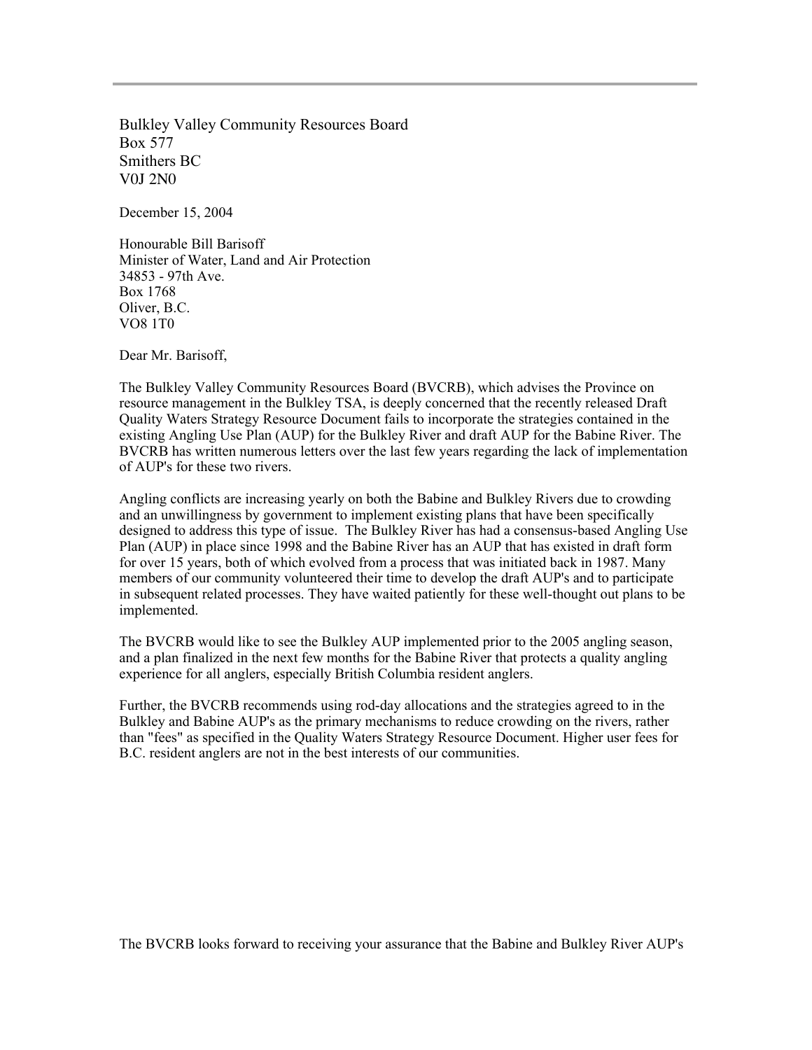Bulkley Valley Community Resources Board
Box 577
Smithers BC
V0J 2N0

December 15, 2004

Honourable Bill Barisoff
Minister of Water, Land and Air Protection
34853 - 97th Ave.
Box 1768
Oliver, B.C.
VO8 1T0

Dear Mr. Barisoff,

The Bulkley Valley Community Resources Board (BVCRB), which advises the Province on resource management in the Bulkley TSA, is deeply concerned that the recently released Draft Quality Waters Strategy Resource Document fails to incorporate the strategies contained in the existing Angling Use Plan (AUP) for the Bulkley River and draft AUP for the Babine River. The BVCRB has written numerous letters over the last few years regarding the lack of implementation of AUP's for these two rivers.

Angling conflicts are increasing yearly on both the Babine and Bulkley Rivers due to crowding and an unwillingness by government to implement existing plans that have been specifically designed to address this type of issue. The Bulkley River has had a consensus-based Angling Use Plan (AUP) in place since 1998 and the Babine River has an AUP that has existed in draft form for over 15 years, both of which evolved from a process that was initiated back in 1987. Many members of our community volunteered their time to develop the draft AUP's and to participate in subsequent related processes. They have waited patiently for these well-thought out plans to be implemented.

The BVCRB would like to see the Bulkley AUP implemented prior to the 2005 angling season, and a plan finalized in the next few months for the Babine River that protects a quality angling experience for all anglers, especially British Columbia resident anglers.

Further, the BVCRB recommends using rod-day allocations and the strategies agreed to in the Bulkley and Babine AUP's as the primary mechanisms to reduce crowding on the rivers, rather than "fees" as specified in the Quality Waters Strategy Resource Document. Higher user fees for B.C. resident anglers are not in the best interests of our communities.

The BVCRB looks forward to receiving your assurance that the Babine and Bulkley River AUP's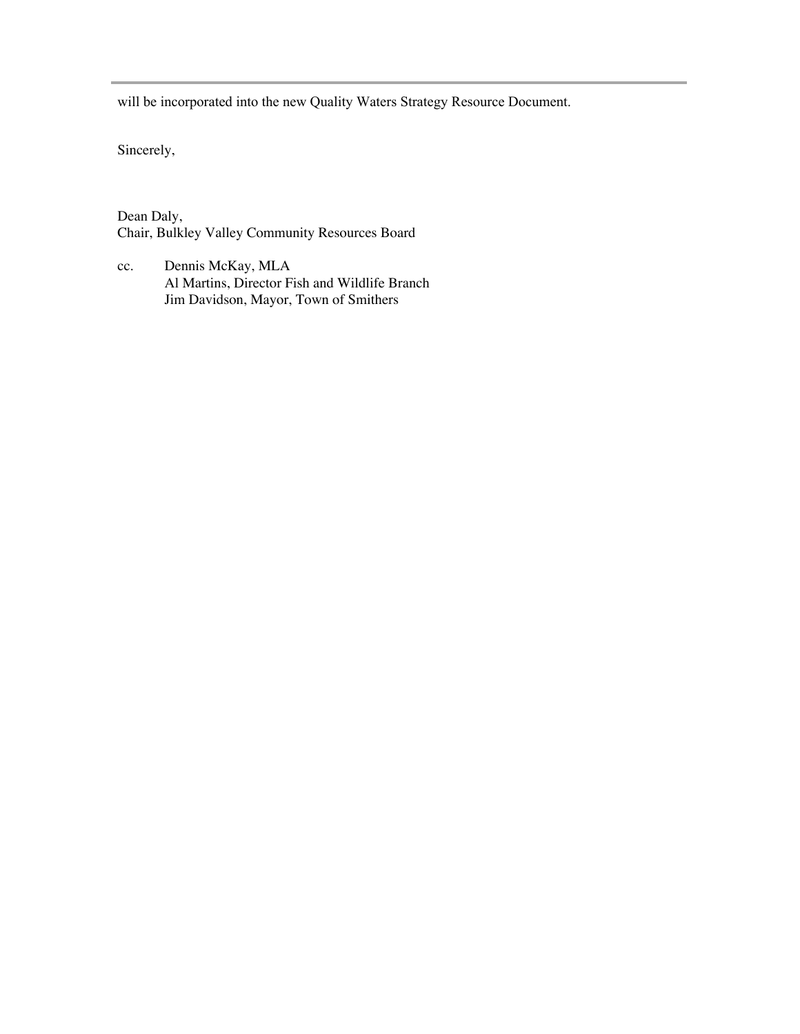will be incorporated into the new Quality Waters Strategy Resource Document.

Sincerely,

Dean Daly,
Chair, Bulkley Valley Community Resources Board

cc. Dennis McKay, MLA
Al Martins, Director Fish and Wildlife Branch
Jim Davidson, Mayor, Town of Smithers